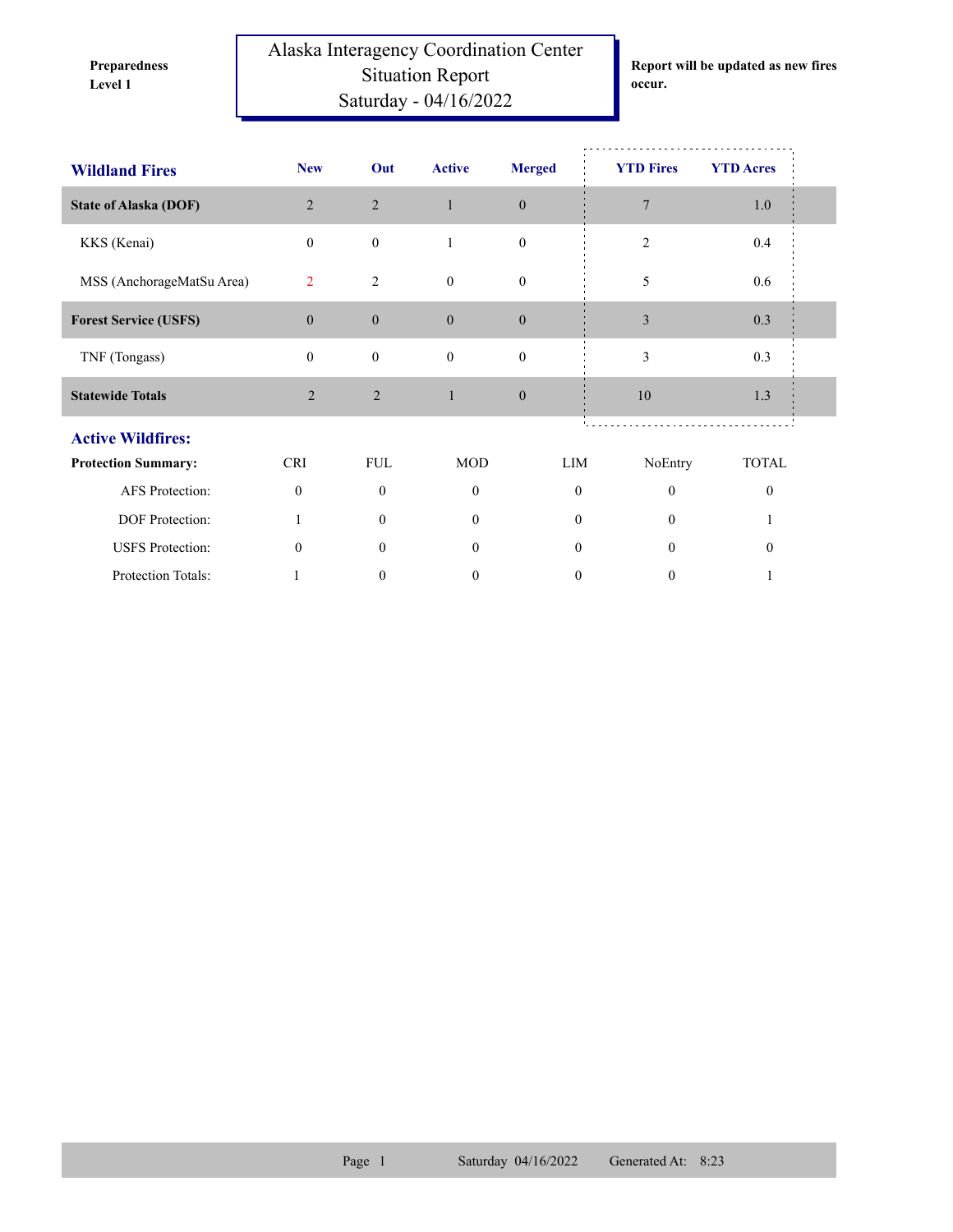**Preparedness Level 1**

# Alaska Interagency Coordination Center
## Situation Report
## Saturday - 04/16/2022

**Report will be updated as new fires occur.**

| Wildland Fires | New | Out | Active | Merged | YTD Fires | YTD Acres |
|---|---|---|---|---|---|---|
| **State of Alaska (DOF)** | 2 | 2 | 1 | 0 | 7 | 1.0 |
| KKS (Kenai) | 0 | 0 | 1 | 0 | 2 | 0.4 |
| MSS (AnchorageMatSu Area) | 2 | 2 | 0 | 0 | 5 | 0.6 |
| **Forest Service (USFS)** | 0 | 0 | 0 | 0 | 3 | 0.3 |
| TNF (Tongass) | 0 | 0 | 0 | 0 | 3 | 0.3 |
| **Statewide Totals** | 2 | 2 | 1 | 0 | 10 | 1.3 |

## Active Wildfires:

| Protection Summary: | CRI | FUL | MOD | LIM | NoEntry | TOTAL |
|---|---|---|---|---|---|---|
| AFS Protection: | 0 | 0 | 0 | 0 | 0 | 0 |
| DOF Protection: | 1 | 0 | 0 | 0 | 0 | 1 |
| USFS Protection: | 0 | 0 | 0 | 0 | 0 | 0 |
| Protection Totals: | 1 | 0 | 0 | 0 | 0 | 1 |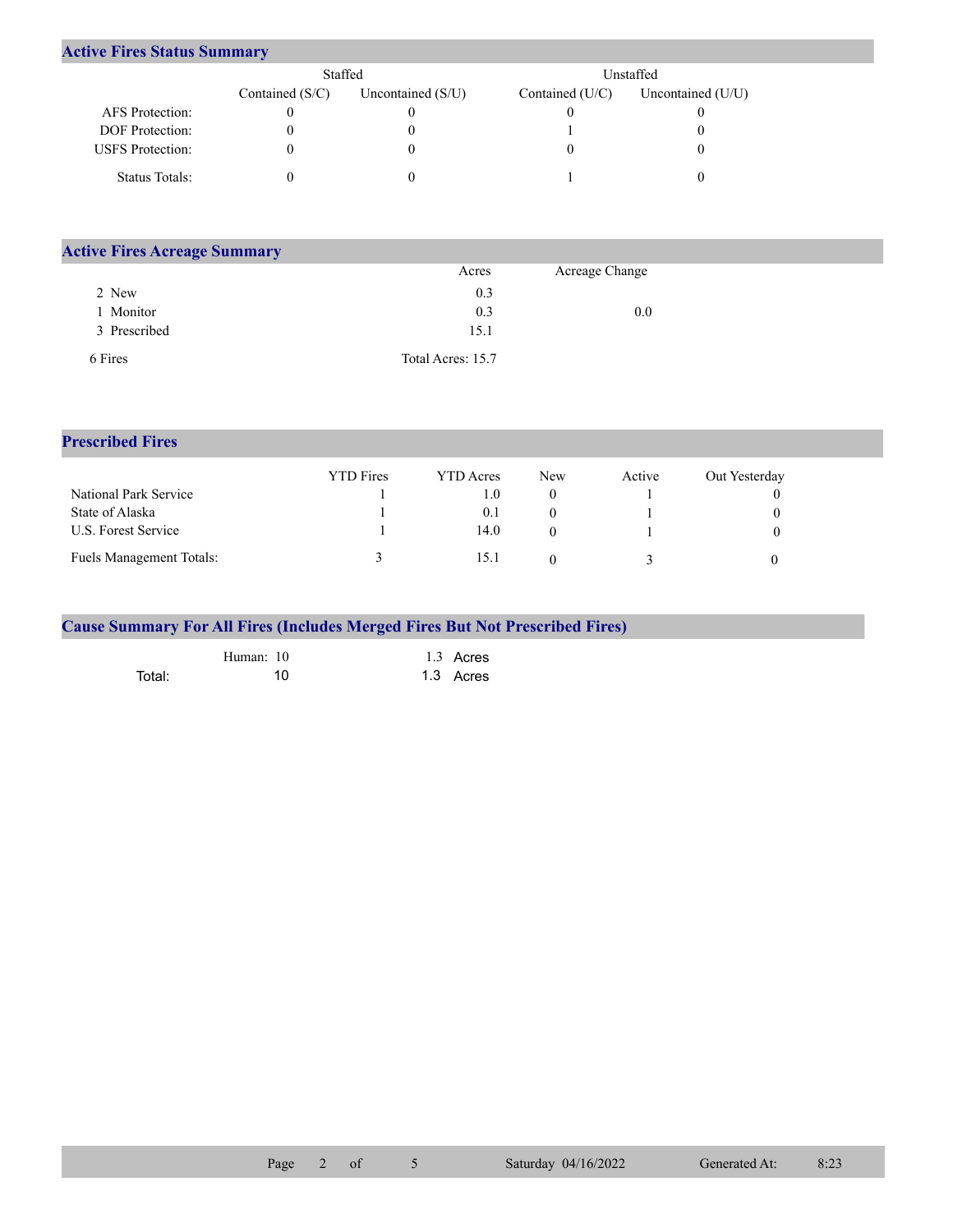## Active Fires Status Summary

| | Staffed | | Unstaffed | |
|---|---|---|---|---|
| | Contained (S/C) | Uncontained (S/U) | Contained (U/C) | Uncontained (U/U) |
| AFS Protection: | 0 | 0 | 0 | 0 |
| DOF Protection: | 0 | 0 | 1 | 0 |
| USFS Protection: | 0 | 0 | 0 | 0 |
| Status Totals: | 0 | 0 | 1 | 0 |

## Active Fires Acreage Summary

| | Acres | Acreage Change |
|---|---|---|
| 2 New | 0.3 | |
| 1 Monitor | 0.3 | 0.0 |
| 3 Prescribed | 15.1 | |
| 6 Fires | Total Acres: 15.7 | |

## Prescribed Fires

| | YTD Fires | YTD Acres | New | Active | Out Yesterday |
|---|---|---|---|---|---|
| National Park Service | 1 | 1.0 | 0 | 1 | 0 |
| State of Alaska | 1 | 0.1 | 0 | 1 | 0 |
| U.S. Forest Service | 1 | 14.0 | 0 | 1 | 0 |
| Fuels Management Totals: | 3 | 15.1 | 0 | 3 | 0 |

## Cause Summary For All Fires (Includes Merged Fires But Not Prescribed Fires)

| | | |
|---|---|---|
| Human: | 10 | 1.3 Acres |
| Total: | 10 | 1.3 Acres |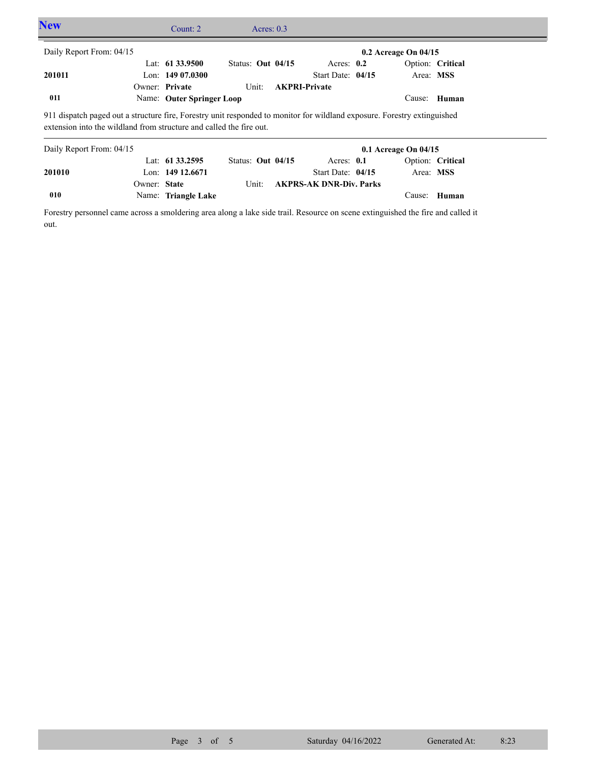## New

Count: 2 | Acres: 0.3

---

Daily Report From: 04/15 **0.2 Acreage On 04/15**

| | | | | |
|---|---|---|---|---|
| **201011** | Lat: **61 33.9500** | Status: **Out 04/15** | Acres: **0.2** | Option: **Critical** |
| | Lon: **149 07.0300** | | Start Date: **04/15** | Area: **MSS** |
| | Owner: **Private** | Unit: **AKPRI-Private** | | |
| **011** | Name: **Outer Springer Loop** | | | Cause: **Human** |

911 dispatch paged out a structure fire, Forestry unit responded to monitor for wildland exposure. Forestry extinguished extension into the wildland from structure and called the fire out.

---

Daily Report From: 04/15 **0.1 Acreage On 04/15**

| | | | | |
|---|---|---|---|---|
| **201010** | Lat: **61 33.2595** | Status: **Out 04/15** | Acres: **0.1** | Option: **Critical** |
| | Lon: **149 12.6671** | | Start Date: **04/15** | Area: **MSS** |
| | Owner: **State** | Unit: **AKPRS-AK DNR-Div. Parks** | | |
| **010** | Name: **Triangle Lake** | | | Cause: **Human** |

Forestry personnel came across a smoldering area along a lake side trail. Resource on scene extinguished the fire and called it out.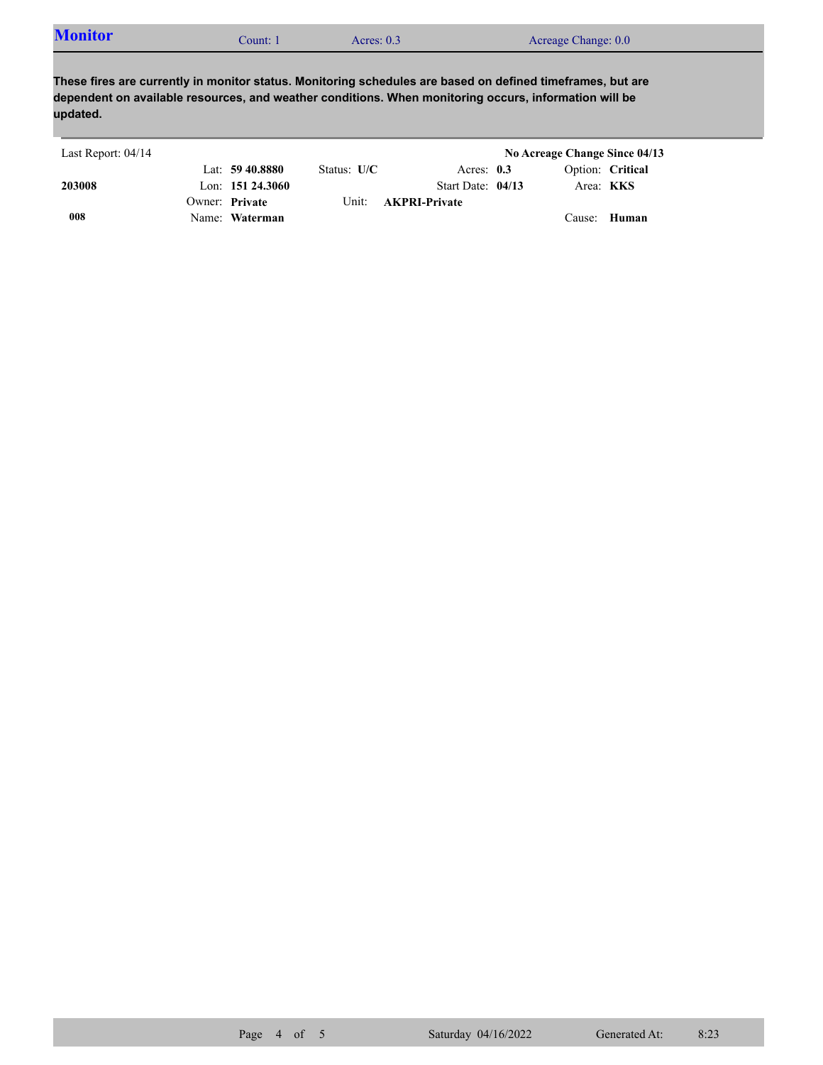## Monitor

Count: 1 | Acres: 0.3 | Acreage Change: 0.0

**These fires are currently in monitor status. Monitoring schedules are based on defined timeframes, but are dependent on available resources, and weather conditions. When monitoring occurs, information will be updated.**

| Last Report: 04/14 | | | | | | | **No Acreage Change Since 04/13** | |
|---|---|---|---|---|---|---|---|---|
| | Lat: | **59 40.8880** | Status: | **U/C** | Acres: | **0.3** | Option: | **Critical** |
| **203008** | Lon: | **151 24.3060** | | | Start Date: | **04/13** | Area: | **KKS** |
| | Owner: | **Private** | Unit: | **AKPRI-Private** | | | | |
| **008** | Name: | **Waterman** | | | | | Cause: | **Human** |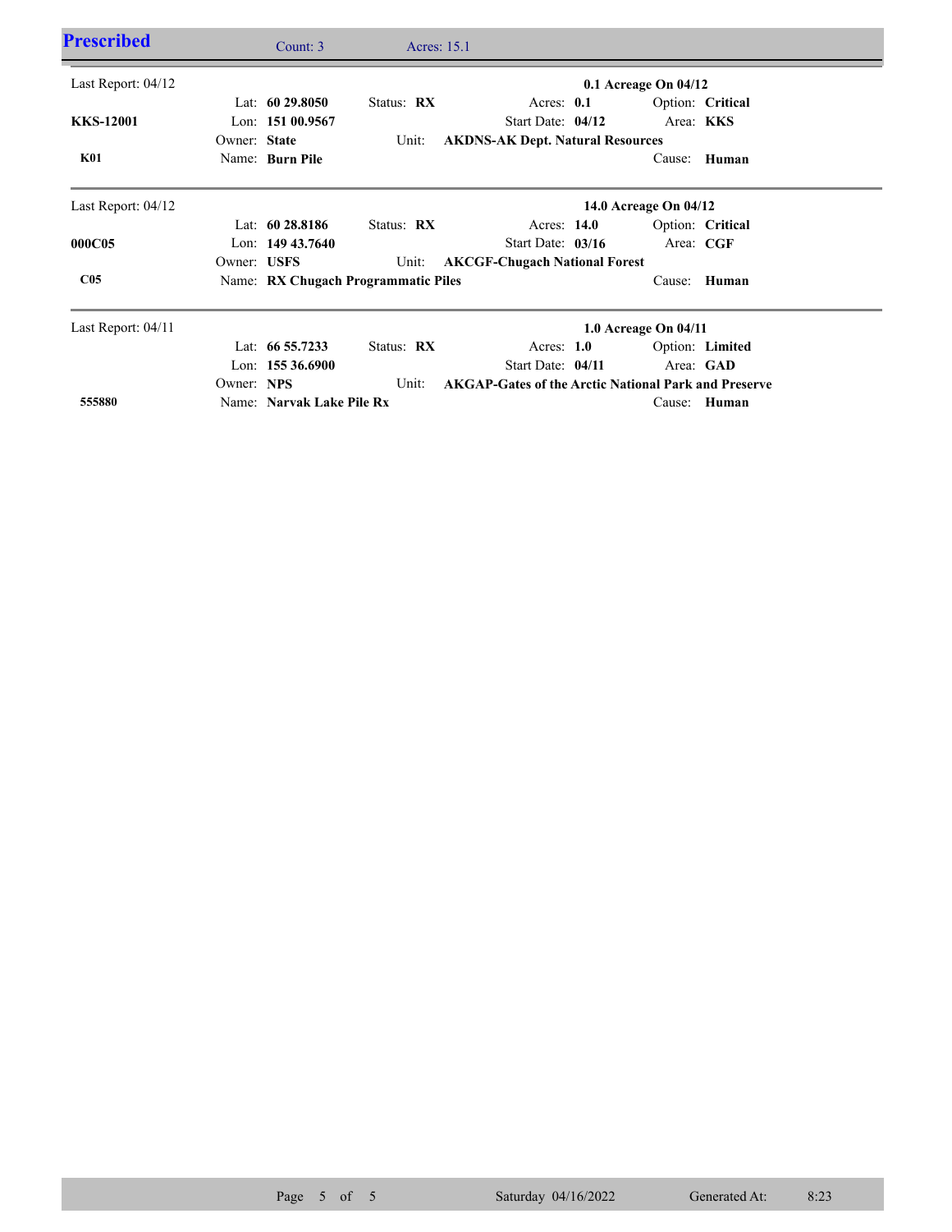## Prescribed

Count: 3 Acres: 15.1

---

Last Report: 04/12

**0.1 Acreage On 04/12**

| | | | | |
|---|---|---|---|---|
| | Lat: **60 29.8050** | Status: **RX** | Acres: **0.1** | Option: **Critical** |
| **KKS-12001** | Lon: **151 00.9567** | | Start Date: **04/12** | Area: **KKS** |
| | Owner: **State** | Unit: | **AKDNS-AK Dept. Natural Resources** | |
| **K01** | Name: **Burn Pile** | | | Cause: **Human** |

---

Last Report: 04/12

**14.0 Acreage On 04/12**

| | | | | |
|---|---|---|---|---|
| | Lat: **60 28.8186** | Status: **RX** | Acres: **14.0** | Option: **Critical** |
| **000C05** | Lon: **149 43.7640** | | Start Date: **03/16** | Area: **CGF** |
| | Owner: **USFS** | Unit: | **AKCGF-Chugach National Forest** | |
| **C05** | Name: **RX Chugach Programmatic Piles** | | | Cause: **Human** |

---

Last Report: 04/11

**1.0 Acreage On 04/11**

| | | | | |
|---|---|---|---|---|
| | Lat: **66 55.7233** | Status: **RX** | Acres: **1.0** | Option: **Limited** |
| | Lon: **155 36.6900** | | Start Date: **04/11** | Area: **GAD** |
| | Owner: **NPS** | Unit: | **AKGAP-Gates of the Arctic National Park and Preserve** | |
| **555880** | Name: **Narvak Lake Pile Rx** | | | Cause: **Human** |

Saturday 04/16/2022 Generated At: 8:23